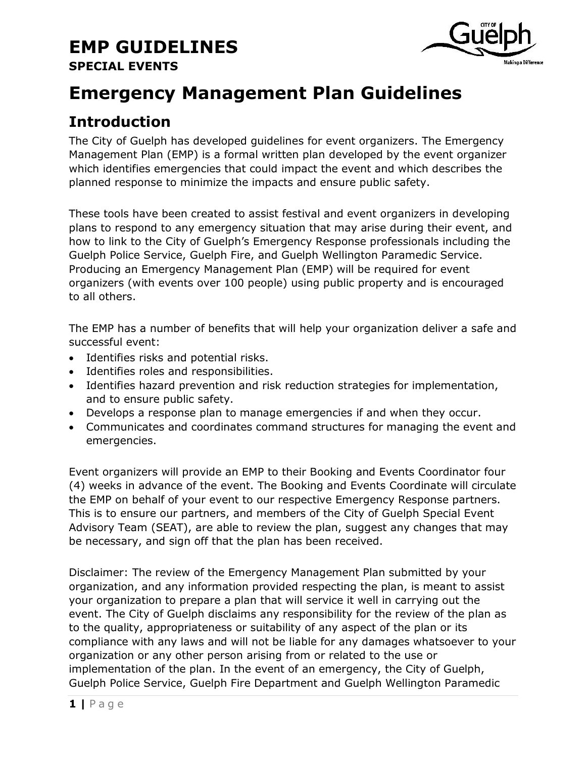# EMP GUIDELINES

**SPECIAL EVENTS**

# Emergency Management Plan Guidelines

## Introduction

The City of Guelph has developed guidelines for event organizers. The Emergency Management Plan (EMP) is a formal written plan developed by the event organizer which identifies emergencies that could impact the event and which describes the planned response to minimize the impacts and ensure public safety.

These tools have been created to assist festival and event organizers in developing plans to respond to any emergency situation that may arise during their event, and how to link to the City of Guelph's Emergency Response professionals including the Guelph Police Service, Guelph Fire, and Guelph Wellington Paramedic Service. Producing an Emergency Management Plan (EMP) will be required for event organizers (with events over 100 people) using public property and is encouraged to all others.

The EMP has a number of benefits that will help your organization deliver a safe and successful event:

- Identifies risks and potential risks.
- Identifies roles and responsibilities.
- Identifies hazard prevention and risk reduction strategies for implementation, and to ensure public safety.
- Develops a response plan to manage emergencies if and when they occur.
- Communicates and coordinates command structures for managing the event and emergencies.

Event organizers will provide an EMP to their Booking and Events Coordinator four (4) weeks in advance of the event. The Booking and Events Coordinate will circulate the EMP on behalf of your event to our respective Emergency Response partners. This is to ensure our partners, and members of the City of Guelph Special Event Advisory Team (SEAT), are able to review the plan, suggest any changes that may be necessary, and sign off that the plan has been received.

Disclaimer: The review of the Emergency Management Plan submitted by your organization, and any information provided respecting the plan, is meant to assist your organization to prepare a plan that will service it well in carrying out the event. The City of Guelph disclaims any responsibility for the review of the plan as to the quality, appropriateness or suitability of any aspect of the plan or its compliance with any laws and will not be liable for any damages whatsoever to your organization or any other person arising from or related to the use or implementation of the plan. In the event of an emergency, the City of Guelph, Guelph Police Service, Guelph Fire Department and Guelph Wellington Paramedic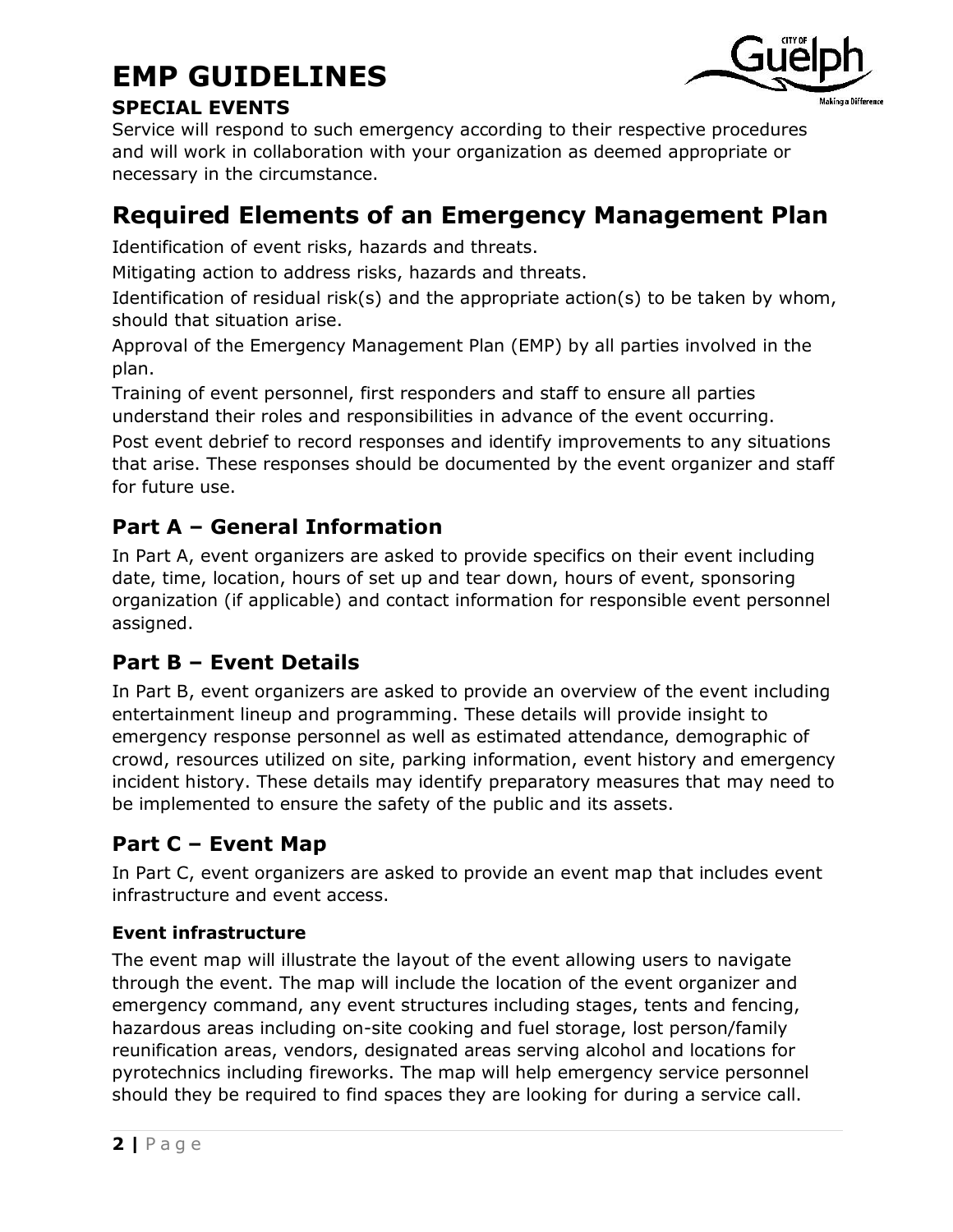Service will respond to such emergency according to their respective procedures and will work in collaboration with your organization as deemed appropriate or necessary in the circumstance.

## Required Elements of an Emergency Management Plan

Identification of event risks, hazards and threats.

Mitigating action to address risks, hazards and threats.

Identification of residual risk(s) and the appropriate action(s) to be taken by whom, should that situation arise.

Approval of the Emergency Management Plan (EMP) by all parties involved in the plan.

Training of event personnel, first responders and staff to ensure all parties understand their roles and responsibilities in advance of the event occurring.

Post event debrief to record responses and identify improvements to any situations that arise. These responses should be documented by the event organizer and staff for future use.

### Part A – General Information

In Part A, event organizers are asked to provide specifics on their event including date, time, location, hours of set up and tear down, hours of event, sponsoring organization (if applicable) and contact information for responsible event personnel assigned.

### Part B – Event Details

In Part B, event organizers are asked to provide an overview of the event including entertainment lineup and programming. These details will provide insight to emergency response personnel as well as estimated attendance, demographic of crowd, resources utilized on site, parking information, event history and emergency incident history. These details may identify preparatory measures that may need to be implemented to ensure the safety of the public and its assets.

### Part C – Event Map

In Part C, event organizers are asked to provide an event map that includes event infrastructure and event access.

#### Event infrastructure

The event map will illustrate the layout of the event allowing users to navigate through the event. The map will include the location of the event organizer and emergency command, any event structures including stages, tents and fencing, hazardous areas including on-site cooking and fuel storage, lost person/family reunification areas, vendors, designated areas serving alcohol and locations for pyrotechnics including fireworks. The map will help emergency service personnel should they be required to find spaces they are looking for during a service call.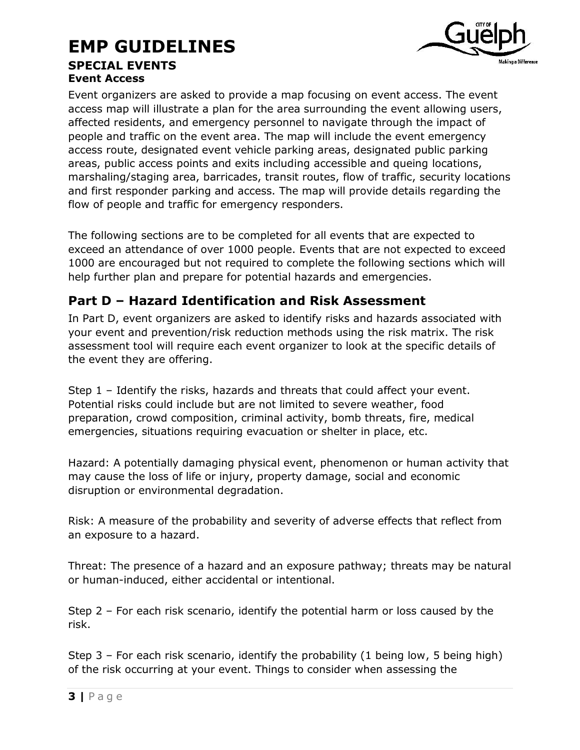# EMP GUIDELINES

### SPECIAL EVENTS

**Event Access**

Event organizers are asked to provide a map focusing on event access. The event access map will illustrate a plan for the area surrounding the event allowing users, affected residents, and emergency personnel to navigate through the impact of people and traffic on the event area. The map will include the event emergency access route, designated event vehicle parking areas, designated public parking areas, public access points and exits including accessible and queing locations, marshaling/staging area, barricades, transit routes, flow of traffic, security locations and first responder parking and access. The map will provide details regarding the flow of people and traffic for emergency responders.

The following sections are to be completed for all events that are expected to exceed an attendance of over 1000 people. Events that are not expected to exceed 1000 are encouraged but not required to complete the following sections which will help further plan and prepare for potential hazards and emergencies.

## Part D – Hazard Identification and Risk Assessment

In Part D, event organizers are asked to identify risks and hazards associated with your event and prevention/risk reduction methods using the risk matrix. The risk assessment tool will require each event organizer to look at the specific details of the event they are offering.

Step 1 – Identify the risks, hazards and threats that could affect your event. Potential risks could include but are not limited to severe weather, food preparation, crowd composition, criminal activity, bomb threats, fire, medical emergencies, situations requiring evacuation or shelter in place, etc.

Hazard: A potentially damaging physical event, phenomenon or human activity that may cause the loss of life or injury, property damage, social and economic disruption or environmental degradation.

Risk: A measure of the probability and severity of adverse effects that reflect from an exposure to a hazard.

Threat: The presence of a hazard and an exposure pathway; threats may be natural or human-induced, either accidental or intentional.

Step 2 – For each risk scenario, identify the potential harm or loss caused by the risk.

Step 3 – For each risk scenario, identify the probability (1 being low, 5 being high) of the risk occurring at your event. Things to consider when assessing the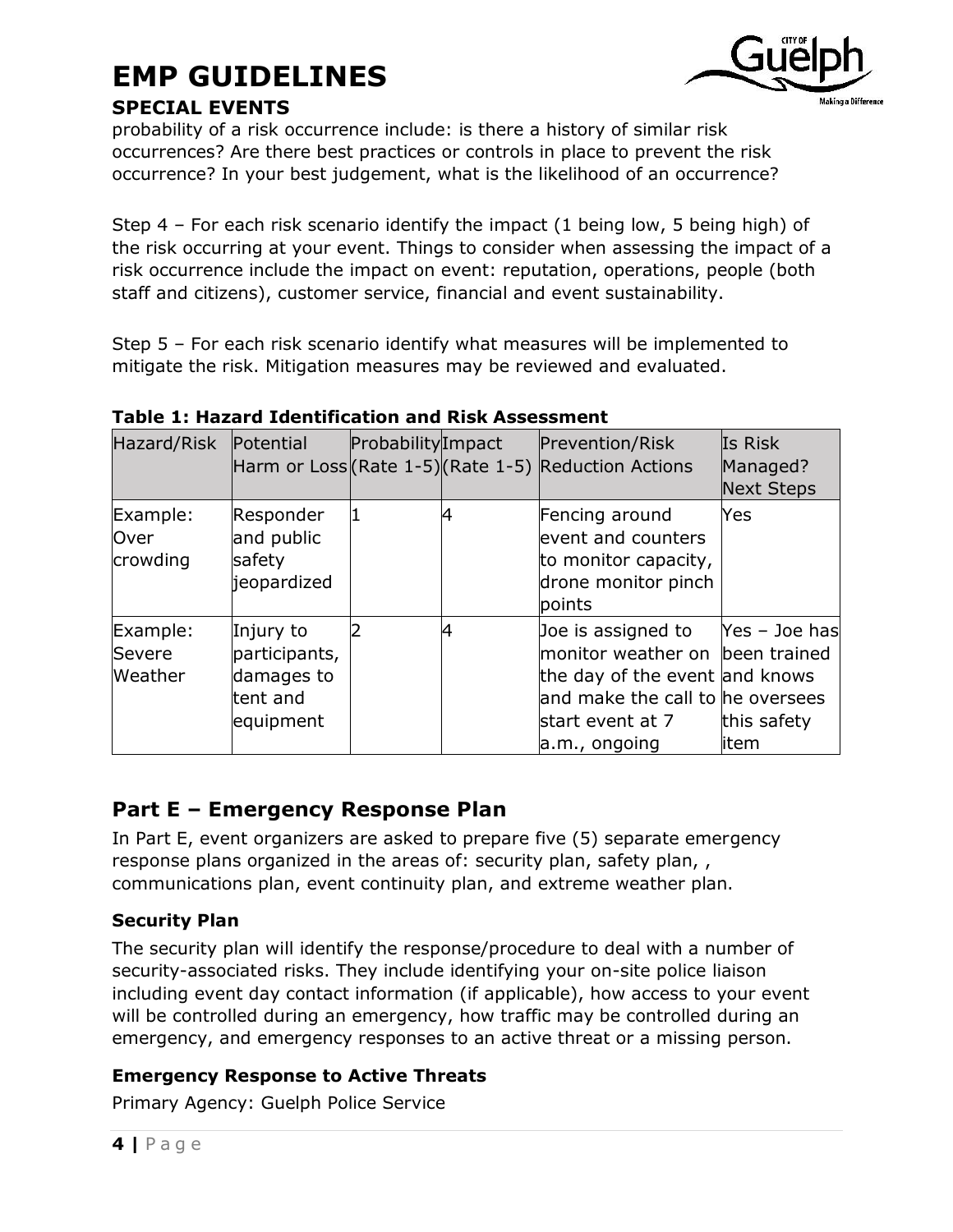probability of a risk occurrence include: is there a history of similar risk occurrences? Are there best practices or controls in place to prevent the risk occurrence? In your best judgement, what is the likelihood of an occurrence?

Step 4 – For each risk scenario identify the impact (1 being low, 5 being high) of the risk occurring at your event. Things to consider when assessing the impact of a risk occurrence include the impact on event: reputation, operations, people (both staff and citizens), customer service, financial and event sustainability.

Step 5 – For each risk scenario identify what measures will be implemented to mitigate the risk. Mitigation measures may be reviewed and evaluated.

**Table 1: Hazard Identification and Risk Assessment**

| Hazard/Risk | Potential Harm or Loss | Probability (Rate 1-5) | Impact (Rate 1-5) | Prevention/Risk Reduction Actions | Is Risk Managed? Next Steps |
|---|---|---|---|---|---|
| Example: Over crowding | Responder and public safety jeopardized | 1 | 4 | Fencing around event and counters to monitor capacity, drone monitor pinch points | Yes |
| Example: Severe Weather | Injury to participants, damages to tent and equipment | 2 | 4 | Joe is assigned to monitor weather on the day of the event and make the call to start event at 7 a.m., ongoing | Yes – Joe has been trained and knows he oversees this safety item |

## Part E – Emergency Response Plan

In Part E, event organizers are asked to prepare five (5) separate emergency response plans organized in the areas of: security plan, safety plan, , communications plan, event continuity plan, and extreme weather plan.

### Security Plan

The security plan will identify the response/procedure to deal with a number of security-associated risks. They include identifying your on-site police liaison including event day contact information (if applicable), how access to your event will be controlled during an emergency, how traffic may be controlled during an emergency, and emergency responses to an active threat or a missing person.

### Emergency Response to Active Threats

Primary Agency: Guelph Police Service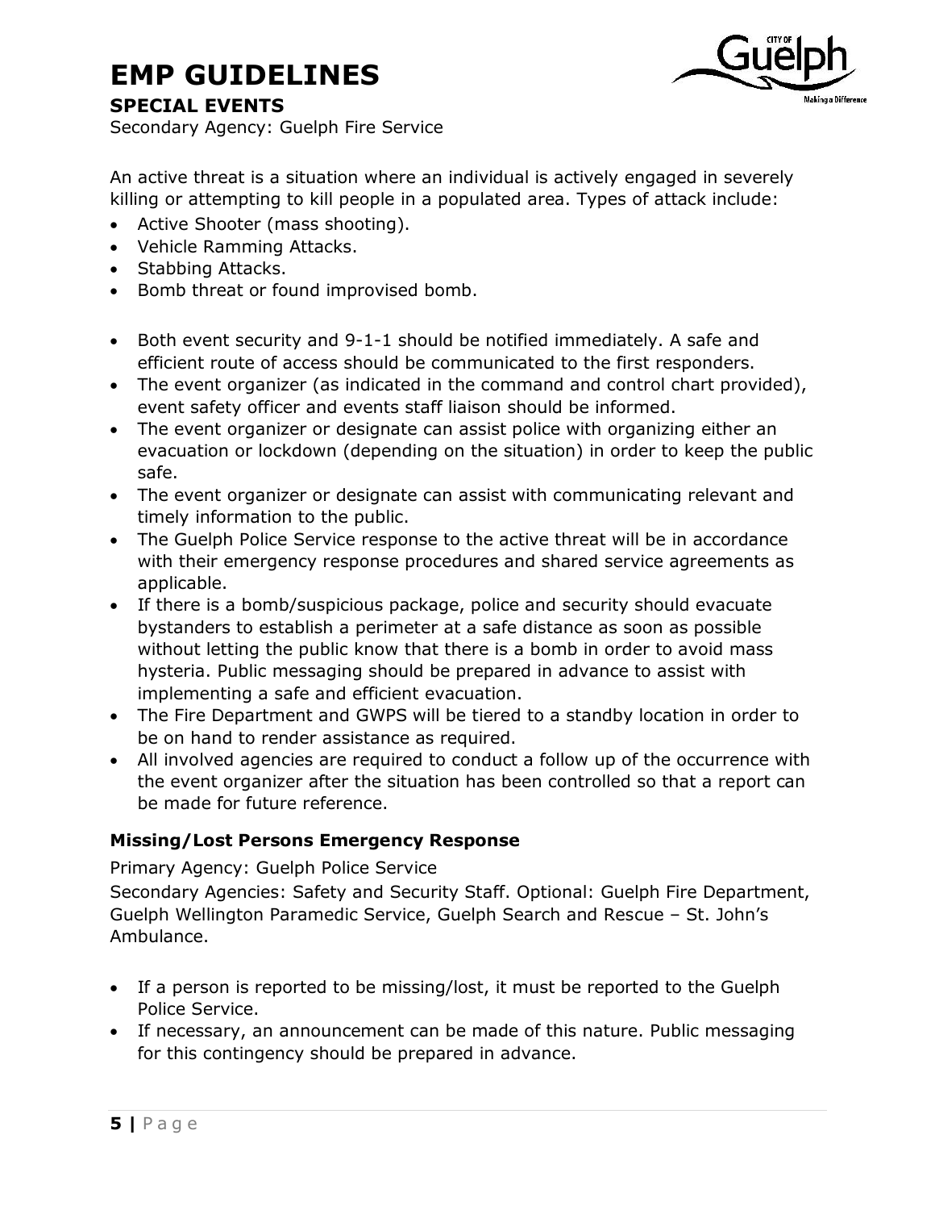# EMP GUIDELINES

## SPECIAL EVENTS

Secondary Agency: Guelph Fire Service

An active threat is a situation where an individual is actively engaged in severely killing or attempting to kill people in a populated area. Types of attack include:

- Active Shooter (mass shooting).
- Vehicle Ramming Attacks.
- Stabbing Attacks.
- Bomb threat or found improvised bomb.

- Both event security and 9-1-1 should be notified immediately. A safe and efficient route of access should be communicated to the first responders.
- The event organizer (as indicated in the command and control chart provided), event safety officer and events staff liaison should be informed.
- The event organizer or designate can assist police with organizing either an evacuation or lockdown (depending on the situation) in order to keep the public safe.
- The event organizer or designate can assist with communicating relevant and timely information to the public.
- The Guelph Police Service response to the active threat will be in accordance with their emergency response procedures and shared service agreements as applicable.
- If there is a bomb/suspicious package, police and security should evacuate bystanders to establish a perimeter at a safe distance as soon as possible without letting the public know that there is a bomb in order to avoid mass hysteria. Public messaging should be prepared in advance to assist with implementing a safe and efficient evacuation.
- The Fire Department and GWPS will be tiered to a standby location in order to be on hand to render assistance as required.
- All involved agencies are required to conduct a follow up of the occurrence with the event organizer after the situation has been controlled so that a report can be made for future reference.

### Missing/Lost Persons Emergency Response

Primary Agency: Guelph Police Service

Secondary Agencies: Safety and Security Staff. Optional: Guelph Fire Department, Guelph Wellington Paramedic Service, Guelph Search and Rescue – St. John's Ambulance.

- If a person is reported to be missing/lost, it must be reported to the Guelph Police Service.
- If necessary, an announcement can be made of this nature. Public messaging for this contingency should be prepared in advance.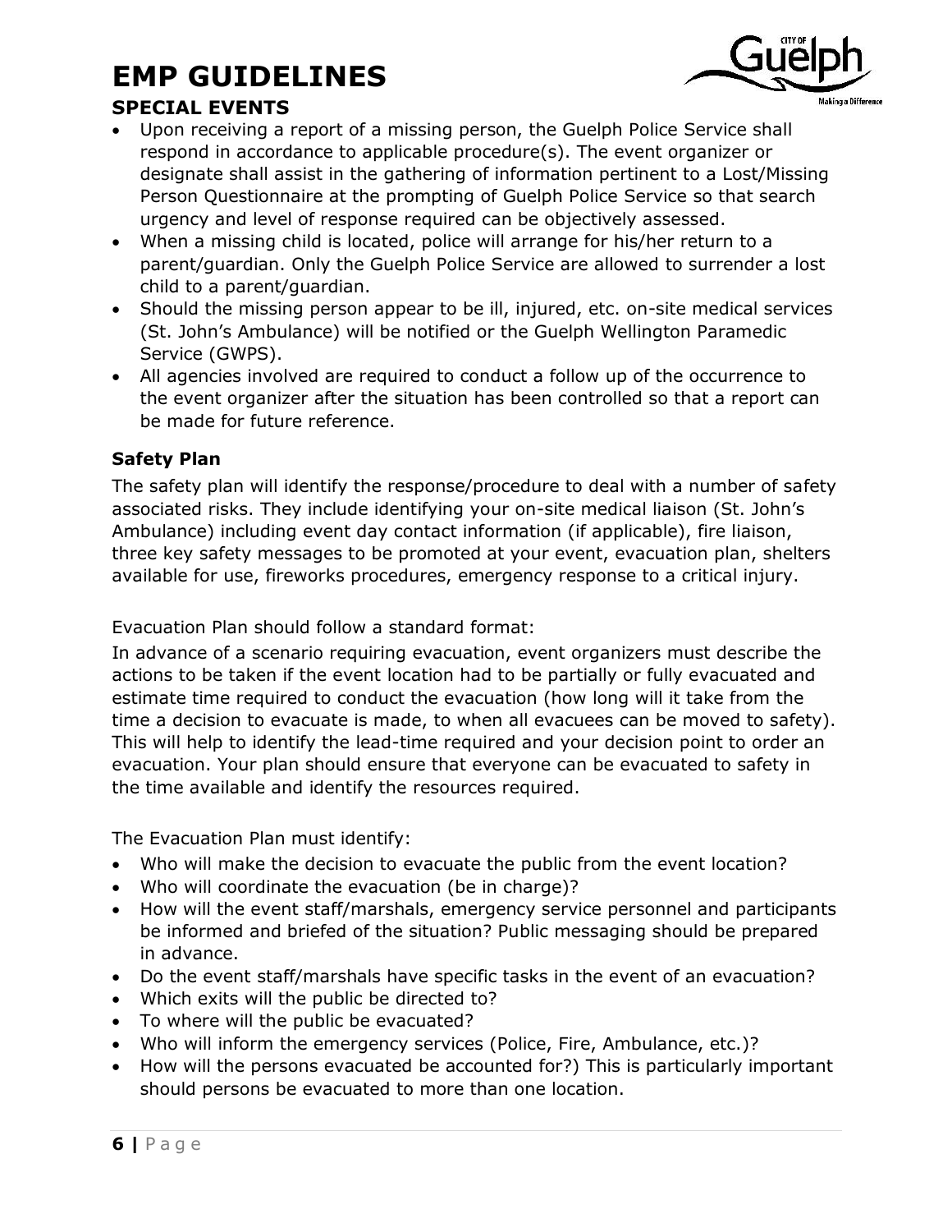- Upon receiving a report of a missing person, the Guelph Police Service shall respond in accordance to applicable procedure(s). The event organizer or designate shall assist in the gathering of information pertinent to a Lost/Missing Person Questionnaire at the prompting of Guelph Police Service so that search urgency and level of response required can be objectively assessed.
- When a missing child is located, police will arrange for his/her return to a parent/guardian. Only the Guelph Police Service are allowed to surrender a lost child to a parent/guardian.
- Should the missing person appear to be ill, injured, etc. on-site medical services (St. John's Ambulance) will be notified or the Guelph Wellington Paramedic Service (GWPS).
- All agencies involved are required to conduct a follow up of the occurrence to the event organizer after the situation has been controlled so that a report can be made for future reference.

### Safety Plan

The safety plan will identify the response/procedure to deal with a number of safety associated risks. They include identifying your on-site medical liaison (St. John's Ambulance) including event day contact information (if applicable), fire liaison, three key safety messages to be promoted at your event, evacuation plan, shelters available for use, fireworks procedures, emergency response to a critical injury.

Evacuation Plan should follow a standard format:

In advance of a scenario requiring evacuation, event organizers must describe the actions to be taken if the event location had to be partially or fully evacuated and estimate time required to conduct the evacuation (how long will it take from the time a decision to evacuate is made, to when all evacuees can be moved to safety). This will help to identify the lead-time required and your decision point to order an evacuation. Your plan should ensure that everyone can be evacuated to safety in the time available and identify the resources required.

The Evacuation Plan must identify:

- Who will make the decision to evacuate the public from the event location?
- Who will coordinate the evacuation (be in charge)?
- How will the event staff/marshals, emergency service personnel and participants be informed and briefed of the situation? Public messaging should be prepared in advance.
- Do the event staff/marshals have specific tasks in the event of an evacuation?
- Which exits will the public be directed to?
- To where will the public be evacuated?
- Who will inform the emergency services (Police, Fire, Ambulance, etc.)?
- How will the persons evacuated be accounted for?) This is particularly important should persons be evacuated to more than one location.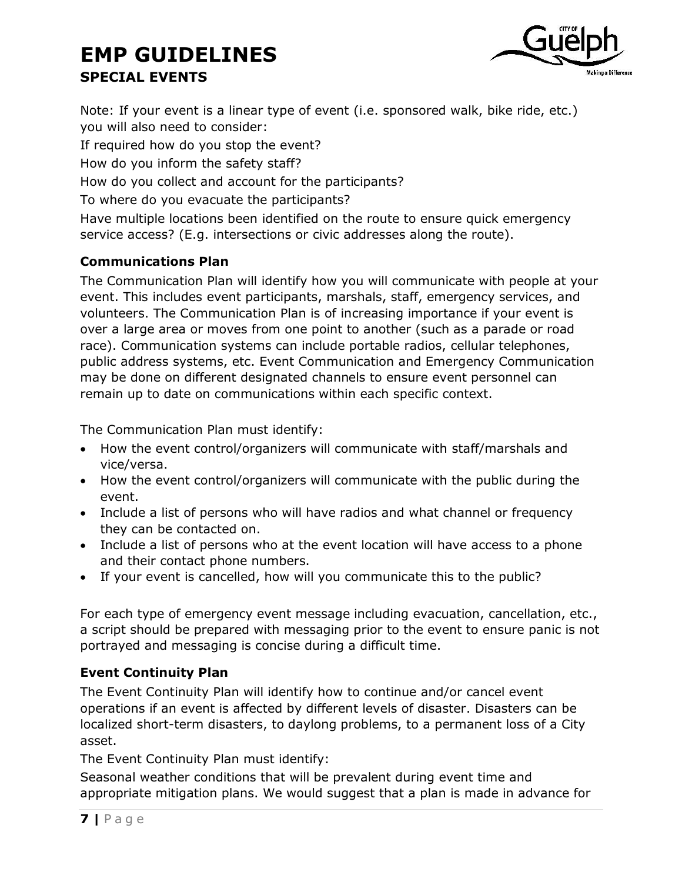Note: If your event is a linear type of event (i.e. sponsored walk, bike ride, etc.) you will also need to consider:

If required how do you stop the event?

How do you inform the safety staff?

How do you collect and account for the participants?

To where do you evacuate the participants?

Have multiple locations been identified on the route to ensure quick emergency service access? (E.g. intersections or civic addresses along the route).

### Communications Plan

The Communication Plan will identify how you will communicate with people at your event. This includes event participants, marshals, staff, emergency services, and volunteers. The Communication Plan is of increasing importance if your event is over a large area or moves from one point to another (such as a parade or road race). Communication systems can include portable radios, cellular telephones, public address systems, etc. Event Communication and Emergency Communication may be done on different designated channels to ensure event personnel can remain up to date on communications within each specific context.

The Communication Plan must identify:

- How the event control/organizers will communicate with staff/marshals and vice/versa.
- How the event control/organizers will communicate with the public during the event.
- Include a list of persons who will have radios and what channel or frequency they can be contacted on.
- Include a list of persons who at the event location will have access to a phone and their contact phone numbers.
- If your event is cancelled, how will you communicate this to the public?

For each type of emergency event message including evacuation, cancellation, etc., a script should be prepared with messaging prior to the event to ensure panic is not portrayed and messaging is concise during a difficult time.

### Event Continuity Plan

The Event Continuity Plan will identify how to continue and/or cancel event operations if an event is affected by different levels of disaster. Disasters can be localized short-term disasters, to daylong problems, to a permanent loss of a City asset.

The Event Continuity Plan must identify:

Seasonal weather conditions that will be prevalent during event time and appropriate mitigation plans. We would suggest that a plan is made in advance for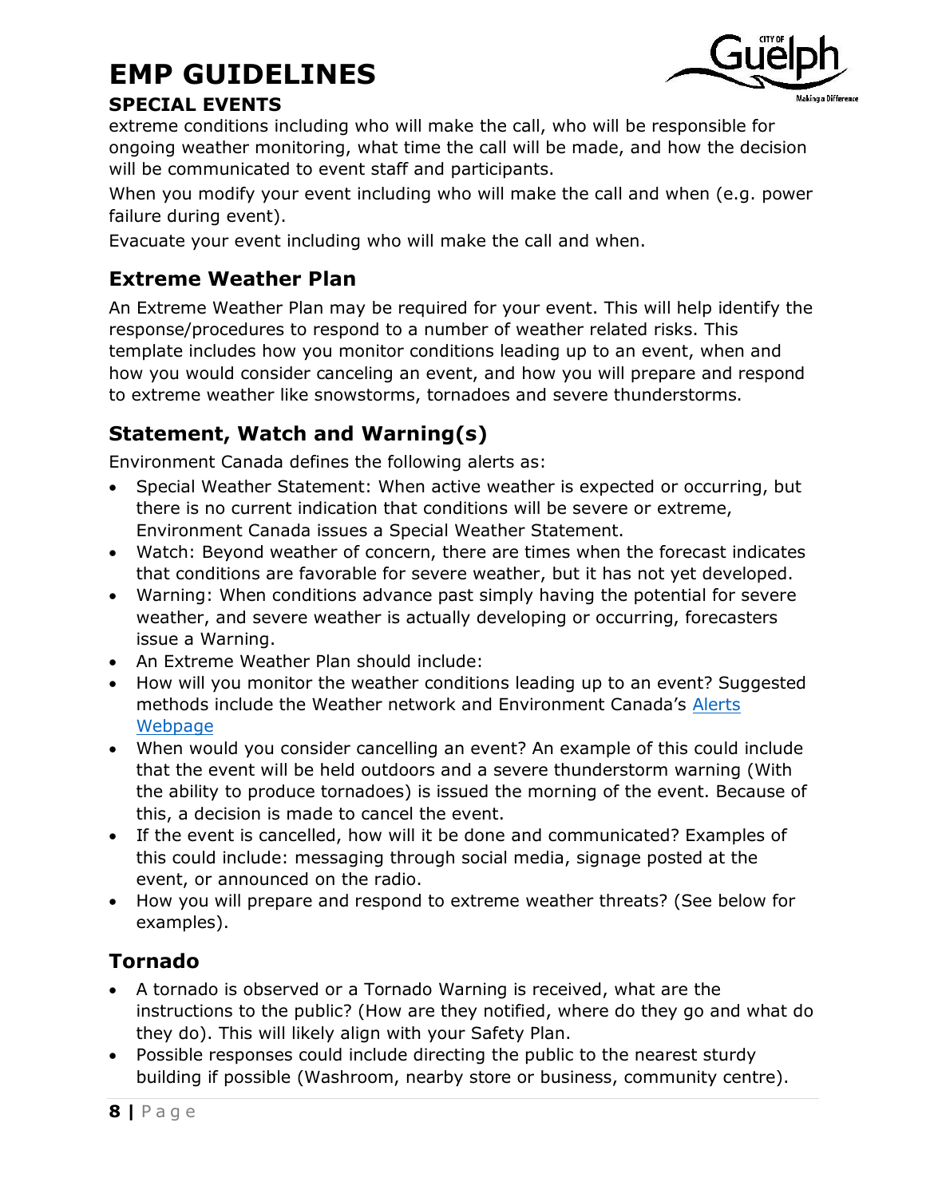extreme conditions including who will make the call, who will be responsible for ongoing weather monitoring, what time the call will be made, and how the decision will be communicated to event staff and participants.

When you modify your event including who will make the call and when (e.g. power failure during event).

Evacuate your event including who will make the call and when.

## Extreme Weather Plan

An Extreme Weather Plan may be required for your event. This will help identify the response/procedures to respond to a number of weather related risks. This template includes how you monitor conditions leading up to an event, when and how you would consider canceling an event, and how you will prepare and respond to extreme weather like snowstorms, tornadoes and severe thunderstorms.

## Statement, Watch and Warning(s)

Environment Canada defines the following alerts as:

- Special Weather Statement: When active weather is expected or occurring, but there is no current indication that conditions will be severe or extreme, Environment Canada issues a Special Weather Statement.
- Watch: Beyond weather of concern, there are times when the forecast indicates that conditions are favorable for severe weather, but it has not yet developed.
- Warning: When conditions advance past simply having the potential for severe weather, and severe weather is actually developing or occurring, forecasters issue a Warning.
- An Extreme Weather Plan should include:
- How will you monitor the weather conditions leading up to an event? Suggested methods include the Weather network and Environment Canada's Alerts Webpage
- When would you consider cancelling an event? An example of this could include that the event will be held outdoors and a severe thunderstorm warning (With the ability to produce tornadoes) is issued the morning of the event. Because of this, a decision is made to cancel the event.
- If the event is cancelled, how will it be done and communicated? Examples of this could include: messaging through social media, signage posted at the event, or announced on the radio.
- How you will prepare and respond to extreme weather threats? (See below for examples).

## Tornado

- A tornado is observed or a Tornado Warning is received, what are the instructions to the public? (How are they notified, where do they go and what do they do). This will likely align with your Safety Plan.
- Possible responses could include directing the public to the nearest sturdy building if possible (Washroom, nearby store or business, community centre).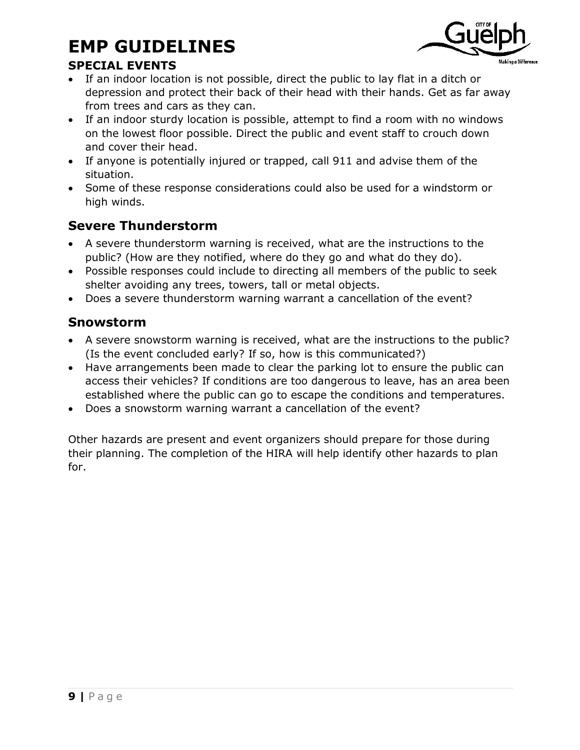- If an indoor location is not possible, direct the public to lay flat in a ditch or depression and protect their back of their head with their hands. Get as far away from trees and cars as they can.
- If an indoor sturdy location is possible, attempt to find a room with no windows on the lowest floor possible. Direct the public and event staff to crouch down and cover their head.
- If anyone is potentially injured or trapped, call 911 and advise them of the situation.
- Some of these response considerations could also be used for a windstorm or high winds.

## Severe Thunderstorm

- A severe thunderstorm warning is received, what are the instructions to the public? (How are they notified, where do they go and what do they do).
- Possible responses could include to directing all members of the public to seek shelter avoiding any trees, towers, tall or metal objects.
- Does a severe thunderstorm warning warrant a cancellation of the event?

## Snowstorm

- A severe snowstorm warning is received, what are the instructions to the public? (Is the event concluded early? If so, how is this communicated?)
- Have arrangements been made to clear the parking lot to ensure the public can access their vehicles? If conditions are too dangerous to leave, has an area been established where the public can go to escape the conditions and temperatures.
- Does a snowstorm warning warrant a cancellation of the event?

Other hazards are present and event organizers should prepare for those during their planning. The completion of the HIRA will help identify other hazards to plan for.